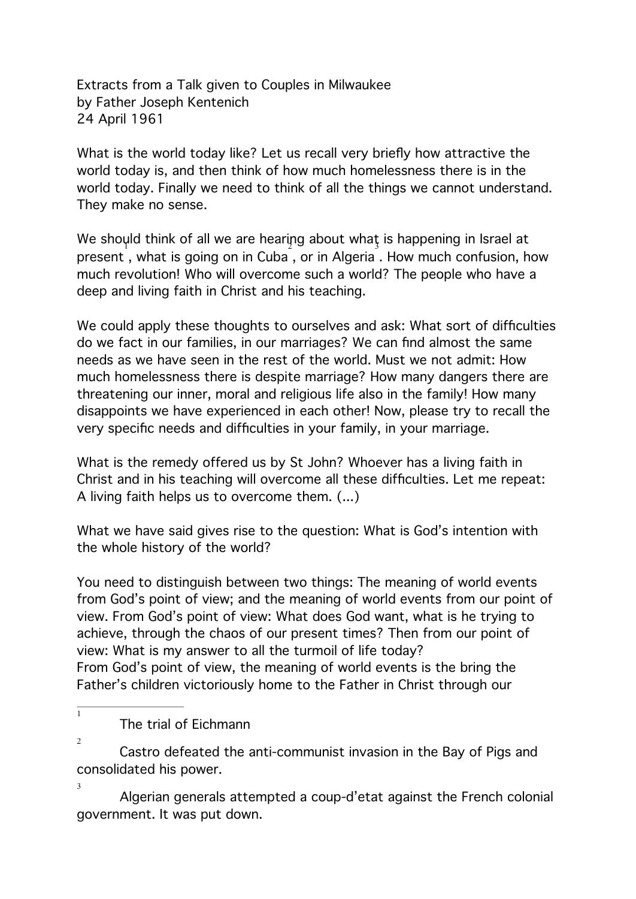Extracts from a Talk given to Couples in Milwaukee
by Father Joseph Kentenich
24 April 1961

What is the world today like? Let us recall very briefly how attractive the world today is, and then think of how much homelessness there is in the world today. Finally we need to think of all the things we cannot understand. They make no sense.

We should think of all we are hearing about what is happening in Israel at present[1], what is going on in Cuba[2], or in Algeria[3]. How much confusion, how much revolution! Who will overcome such a world? The people who have a deep and living faith in Christ and his teaching.

We could apply these thoughts to ourselves and ask: What sort of difficulties do we fact in our families, in our marriages? We can find almost the same needs as we have seen in the rest of the world. Must we not admit: How much homelessness there is despite marriage? How many dangers there are threatening our inner, moral and religious life also in the family! How many disappoints we have experienced in each other! Now, please try to recall the very specific needs and difficulties in your family, in your marriage.

What is the remedy offered us by St John? Whoever has a living faith in Christ and in his teaching will overcome all these difficulties. Let me repeat: A living faith helps us to overcome them. (...)

What we have said gives rise to the question: What is God's intention with the whole history of the world?

You need to distinguish between two things: The meaning of world events from God's point of view; and the meaning of world events from our point of view. From God's point of view: What does God want, what is he trying to achieve, through the chaos of our present times? Then from our point of view: What is my answer to all the turmoil of life today?
From God's point of view, the meaning of world events is the bring the Father's children victoriously home to the Father in Christ through our

---

[1] The trial of Eichmann

[2] Castro defeated the anti-communist invasion in the Bay of Pigs and consolidated his power.

[3] Algerian generals attempted a coup-d'etat against the French colonial government. It was put down.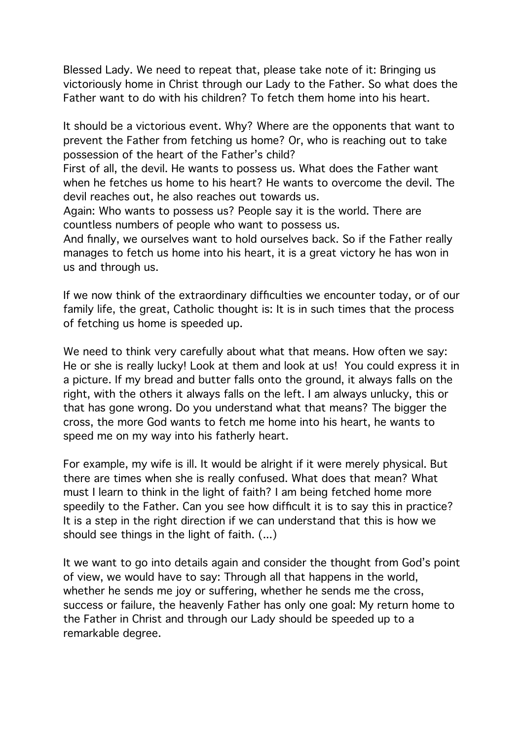Blessed Lady. We need to repeat that, please take note of it: Bringing us victoriously home in Christ through our Lady to the Father. So what does the Father want to do with his children? To fetch them home into his heart.

It should be a victorious event. Why? Where are the opponents that want to prevent the Father from fetching us home? Or, who is reaching out to take possession of the heart of the Father's child?
First of all, the devil. He wants to possess us. What does the Father want when he fetches us home to his heart? He wants to overcome the devil. The devil reaches out, he also reaches out towards us.
Again: Who wants to possess us? People say it is the world. There are countless numbers of people who want to possess us.
And finally, we ourselves want to hold ourselves back. So if the Father really manages to fetch us home into his heart, it is a great victory he has won in us and through us.

If we now think of the extraordinary difficulties we encounter today, or of our family life, the great, Catholic thought is: It is in such times that the process of fetching us home is speeded up.

We need to think very carefully about what that means. How often we say: He or she is really lucky! Look at them and look at us! You could express it in a picture. If my bread and butter falls onto the ground, it always falls on the right, with the others it always falls on the left. I am always unlucky, this or that has gone wrong. Do you understand what that means? The bigger the cross, the more God wants to fetch me home into his heart, he wants to speed me on my way into his fatherly heart.

For example, my wife is ill. It would be alright if it were merely physical. But there are times when she is really confused. What does that mean? What must I learn to think in the light of faith? I am being fetched home more speedily to the Father. Can you see how difficult it is to say this in practice? It is a step in the right direction if we can understand that this is how we should see things in the light of faith. (...)

It we want to go into details again and consider the thought from God's point of view, we would have to say: Through all that happens in the world, whether he sends me joy or suffering, whether he sends me the cross, success or failure, the heavenly Father has only one goal: My return home to the Father in Christ and through our Lady should be speeded up to a remarkable degree.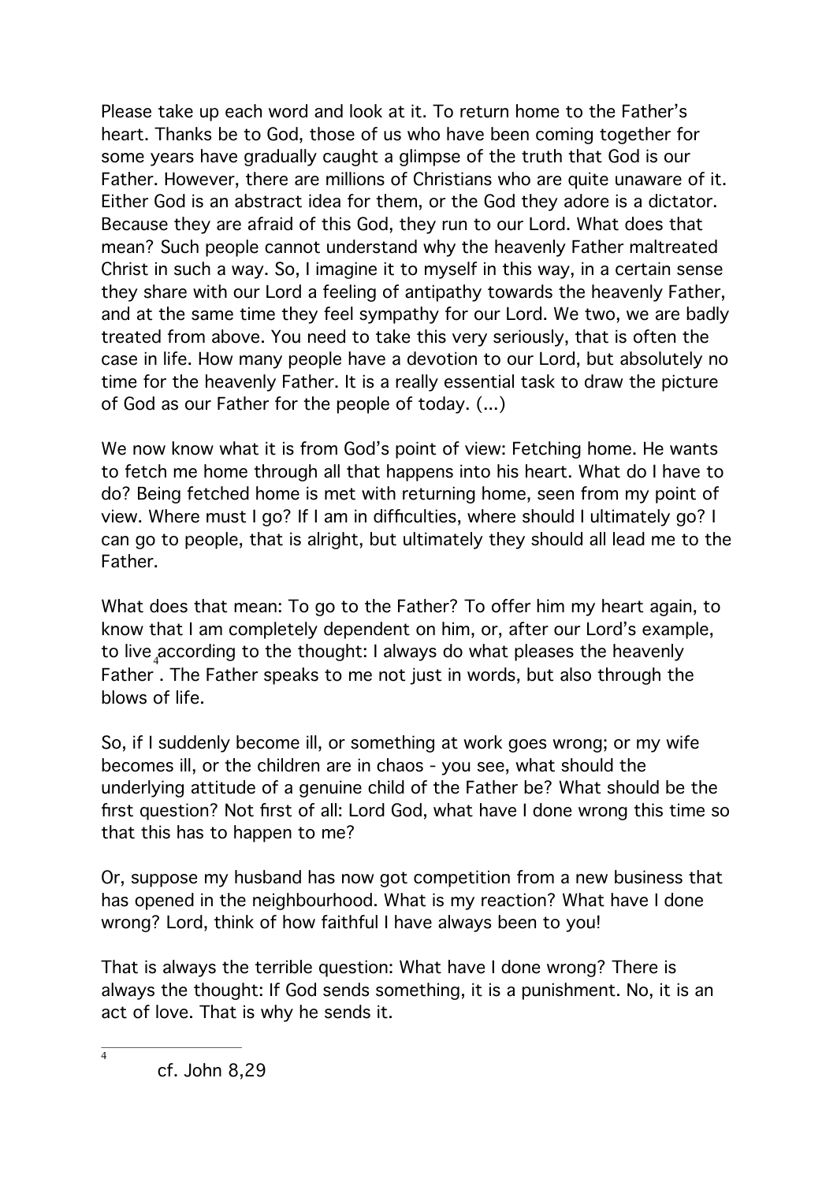Please take up each word and look at it. To return home to the Father's heart. Thanks be to God, those of us who have been coming together for some years have gradually caught a glimpse of the truth that God is our Father. However, there are millions of Christians who are quite unaware of it. Either God is an abstract idea for them, or the God they adore is a dictator. Because they are afraid of this God, they run to our Lord. What does that mean? Such people cannot understand why the heavenly Father maltreated Christ in such a way. So, I imagine it to myself in this way, in a certain sense they share with our Lord a feeling of antipathy towards the heavenly Father, and at the same time they feel sympathy for our Lord. We two, we are badly treated from above. You need to take this very seriously, that is often the case in life. How many people have a devotion to our Lord, but absolutely no time for the heavenly Father. It is a really essential task to draw the picture of God as our Father for the people of today. (...)

We now know what it is from God's point of view: Fetching home. He wants to fetch me home through all that happens into his heart. What do I have to do? Being fetched home is met with returning home, seen from my point of view. Where must I go? If I am in difficulties, where should I ultimately go? I can go to people, that is alright, but ultimately they should all lead me to the Father.

What does that mean: To go to the Father? To offer him my heart again, to know that I am completely dependent on him, or, after our Lord's example, to live according to the thought: I always do what pleases the heavenly Father[4]. The Father speaks to me not just in words, but also through the blows of life.

So, if I suddenly become ill, or something at work goes wrong; or my wife becomes ill, or the children are in chaos - you see, what should the underlying attitude of a genuine child of the Father be? What should be the first question? Not first of all: Lord God, what have I done wrong this time so that this has to happen to me?

Or, suppose my husband has now got competition from a new business that has opened in the neighbourhood. What is my reaction? What have I done wrong? Lord, think of how faithful I have always been to you!

That is always the terrible question: What have I done wrong? There is always the thought: If God sends something, it is a punishment. No, it is an act of love. That is why he sends it.

---

[4] cf. John 8,29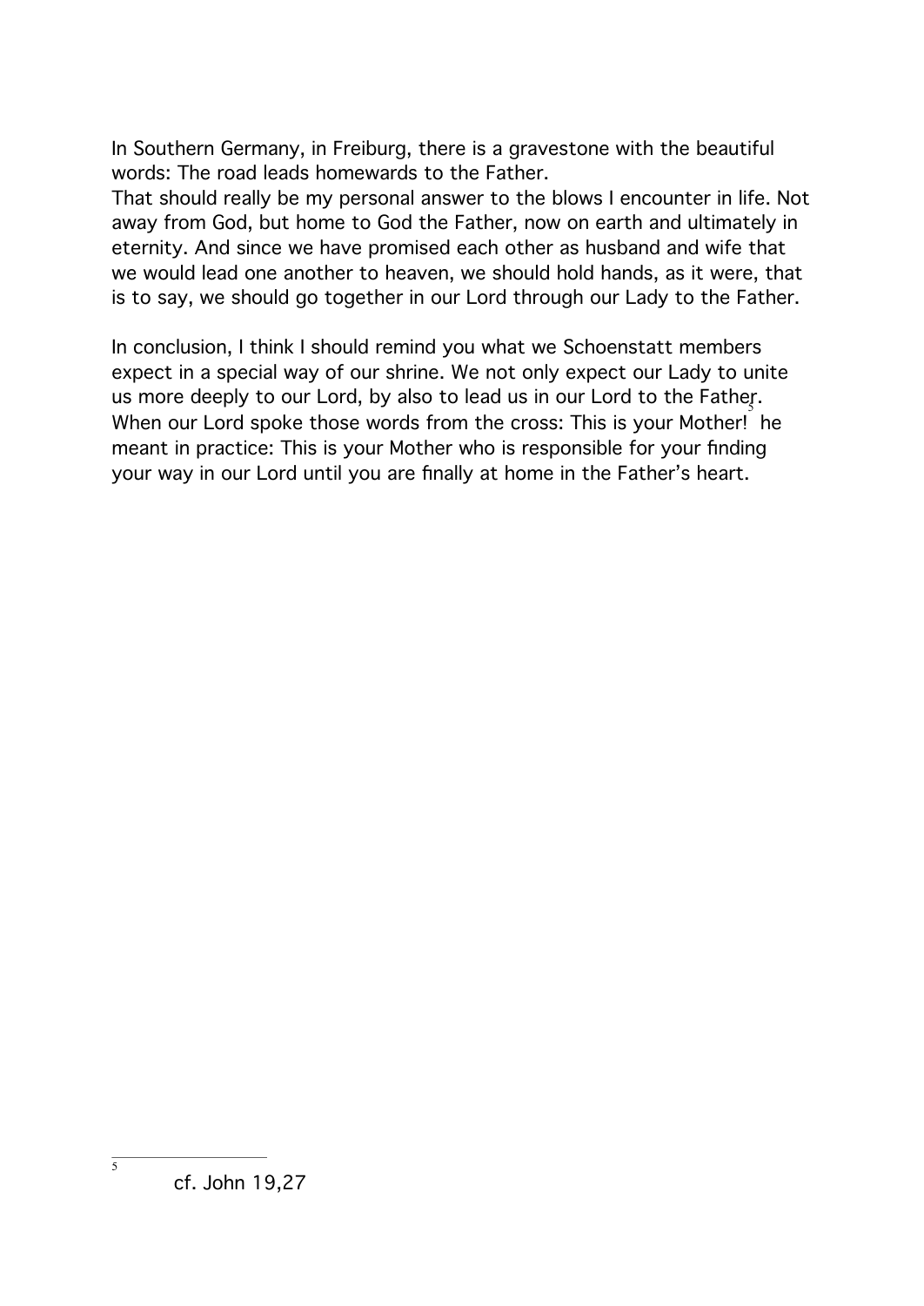In Southern Germany, in Freiburg, there is a gravestone with the beautiful words: The road leads homewards to the Father.
That should really be my personal answer to the blows I encounter in life. Not away from God, but home to God the Father, now on earth and ultimately in eternity. And since we have promised each other as husband and wife that we would lead one another to heaven, we should hold hands, as it were, that is to say, we should go together in our Lord through our Lady to the Father.

In conclusion, I think I should remind you what we Schoenstatt members expect in a special way of our shrine. We not only expect our Lady to unite us more deeply to our Lord, by also to lead us in our Lord to the Father. When our Lord spoke those words from the cross: This is your Mother![5] he meant in practice: This is your Mother who is responsible for your finding your way in our Lord until you are finally at home in the Father's heart.

---

[5] cf. John 19,27